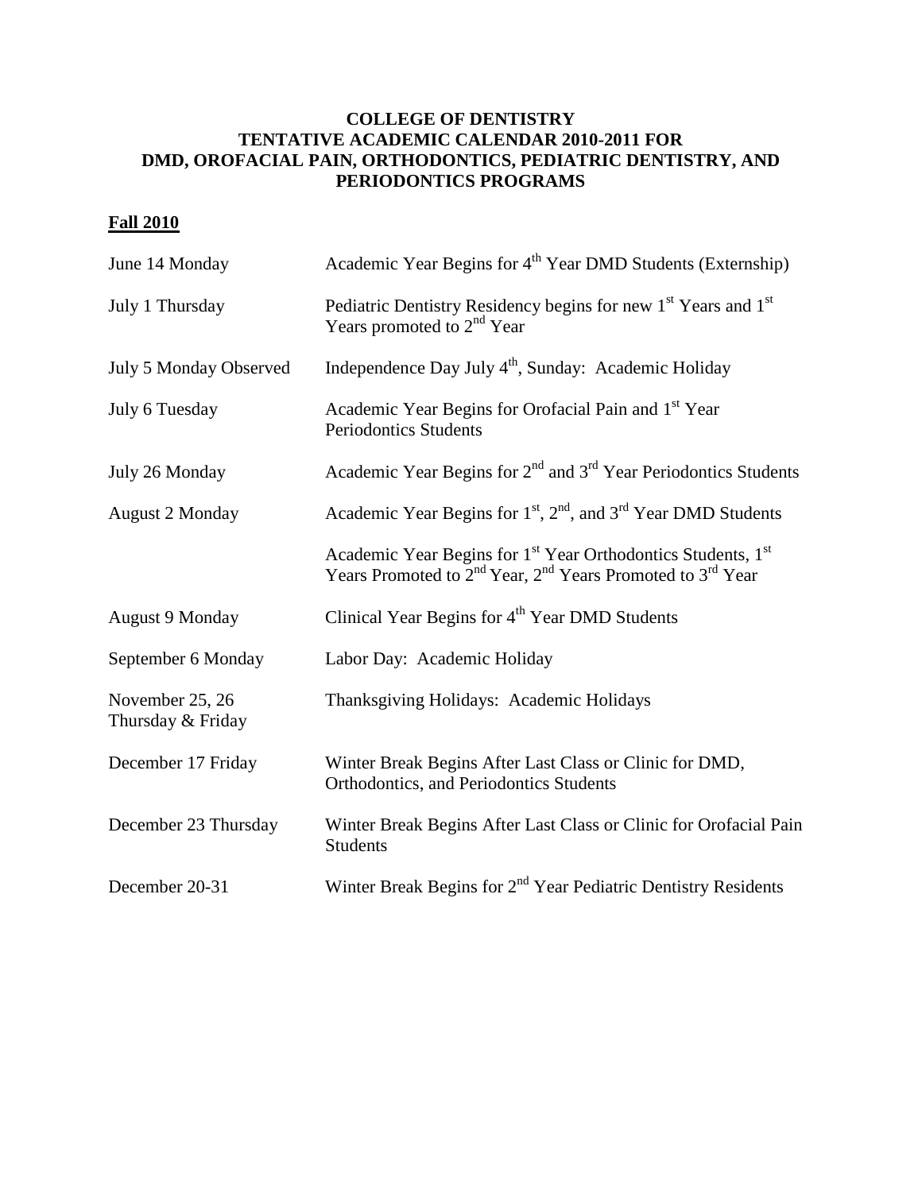# COLLEGE OF DENTISTRY
# TENTATIVE ACADEMIC CALENDAR 2010-2011 FOR DMD, OROFACIAL PAIN, ORTHODONTICS, PEDIATRIC DENTISTRY, AND PERIODONTICS PROGRAMS

## Fall 2010

| Date | Event |
|---|---|
| June 14 Monday | Academic Year Begins for 4th Year DMD Students (Externship) |
| July 1 Thursday | Pediatric Dentistry Residency begins for new 1st Years and 1st Years promoted to 2nd Year |
| July 5 Monday Observed | Independence Day July 4th, Sunday: Academic Holiday |
| July 6 Tuesday | Academic Year Begins for Orofacial Pain and 1st Year Periodontics Students |
| July 26 Monday | Academic Year Begins for 2nd and 3rd Year Periodontics Students |
| August 2 Monday | Academic Year Begins for 1st, 2nd, and 3rd Year DMD Students |
| | Academic Year Begins for 1st Year Orthodontics Students, 1st Years Promoted to 2nd Year, 2nd Years Promoted to 3rd Year |
| August 9 Monday | Clinical Year Begins for 4th Year DMD Students |
| September 6 Monday | Labor Day: Academic Holiday |
| November 25, 26 Thursday & Friday | Thanksgiving Holidays: Academic Holidays |
| December 17 Friday | Winter Break Begins After Last Class or Clinic for DMD, Orthodontics, and Periodontics Students |
| December 23 Thursday | Winter Break Begins After Last Class or Clinic for Orofacial Pain Students |
| December 20-31 | Winter Break Begins for 2nd Year Pediatric Dentistry Residents |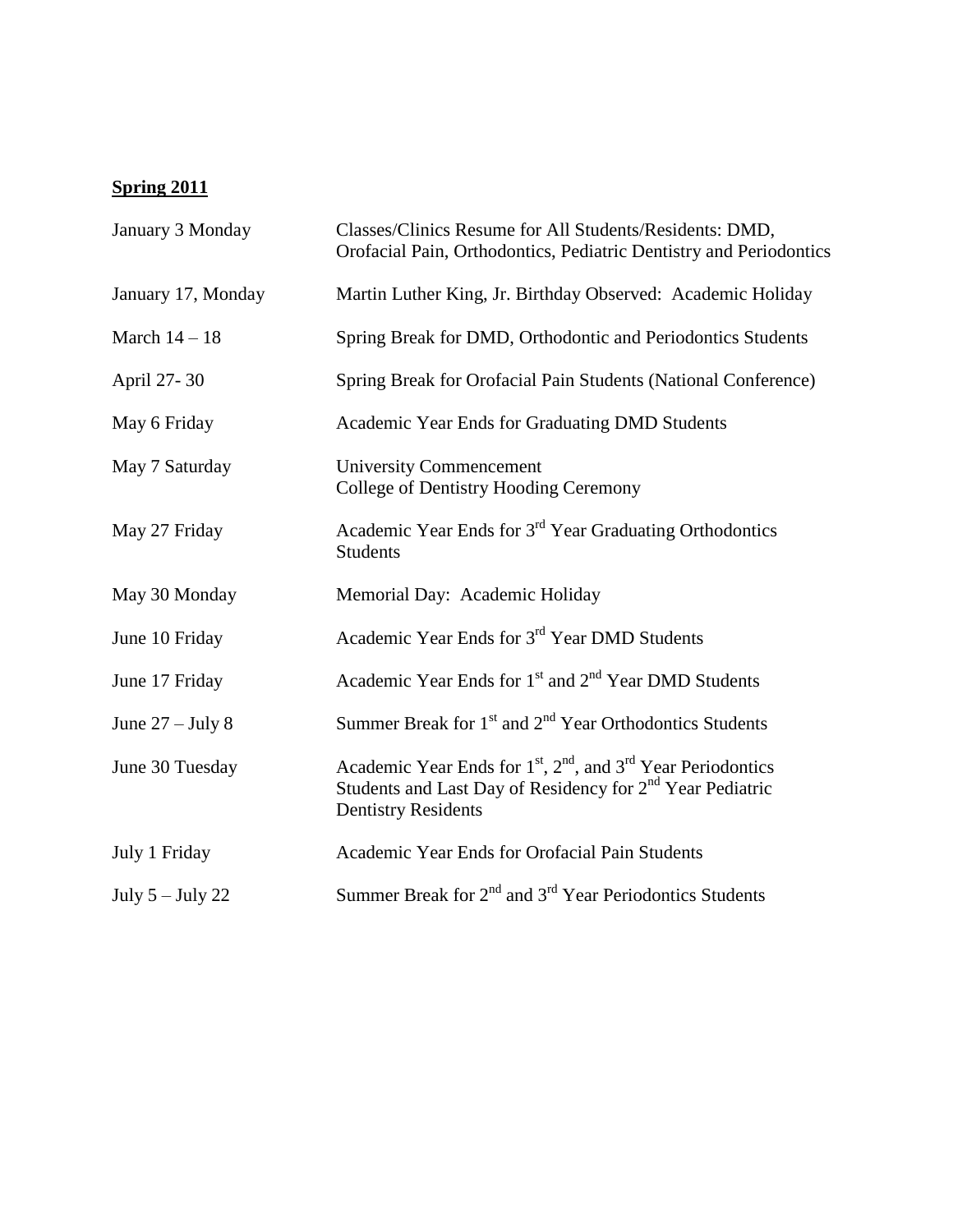## Spring 2011

| | |
|---|---|
| January 3 Monday | Classes/Clinics Resume for All Students/Residents: DMD, Orofacial Pain, Orthodontics, Pediatric Dentistry and Periodontics |
| January 17, Monday | Martin Luther King, Jr. Birthday Observed: Academic Holiday |
| March 14 – 18 | Spring Break for DMD, Orthodontic and Periodontics Students |
| April 27- 30 | Spring Break for Orofacial Pain Students (National Conference) |
| May 6 Friday | Academic Year Ends for Graduating DMD Students |
| May 7 Saturday | University Commencement<br>College of Dentistry Hooding Ceremony |
| May 27 Friday | Academic Year Ends for 3rd Year Graduating Orthodontics Students |
| May 30 Monday | Memorial Day: Academic Holiday |
| June 10 Friday | Academic Year Ends for 3rd Year DMD Students |
| June 17 Friday | Academic Year Ends for 1st and 2nd Year DMD Students |
| June 27 – July 8 | Summer Break for 1st and 2nd Year Orthodontics Students |
| June 30 Tuesday | Academic Year Ends for 1st, 2nd, and 3rd Year Periodontics Students and Last Day of Residency for 2nd Year Pediatric Dentistry Residents |
| July 1 Friday | Academic Year Ends for Orofacial Pain Students |
| July 5 – July 22 | Summer Break for 2nd and 3rd Year Periodontics Students |